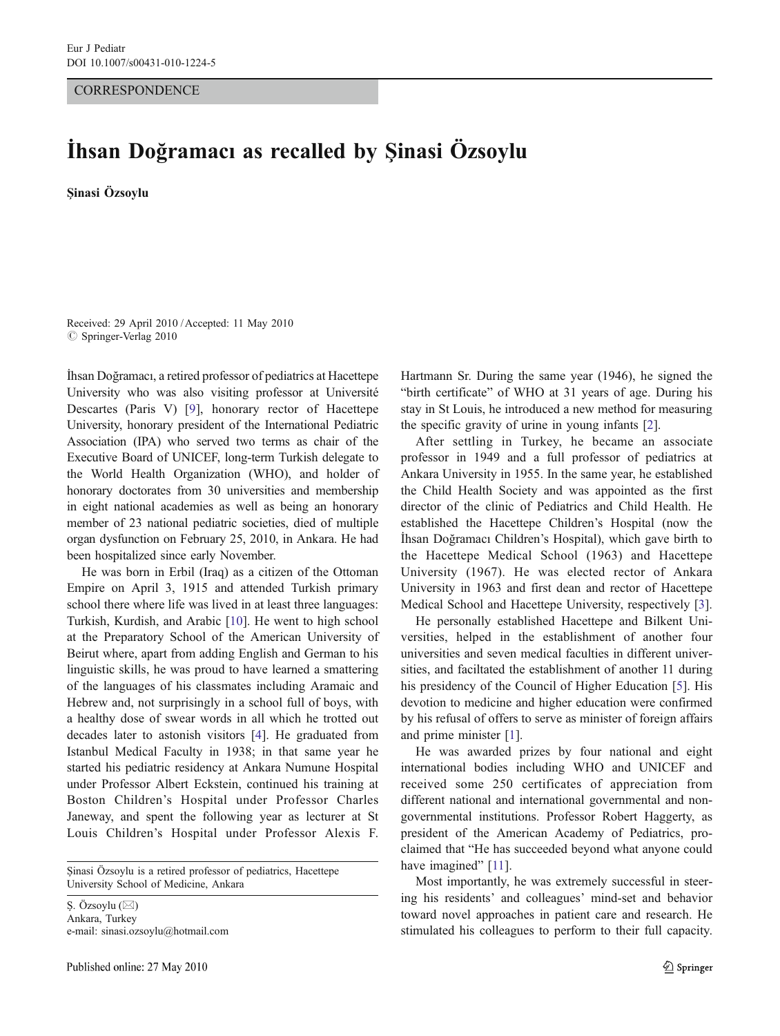CORRESPONDENCE

# İhsan Doğramacı as recalled by Şinasi Özsoylu

**Şinasi Özsoylu**

Received: 29 April 2010 / Accepted: 11 May 2010
© Springer-Verlag 2010

İhsan Doğramacı, a retired professor of pediatrics at Hacettepe University who was also visiting professor at Université Descartes (Paris V) [9], honorary rector of Hacettepe University, honorary president of the International Pediatric Association (IPA) who served two terms as chair of the Executive Board of UNICEF, long-term Turkish delegate to the World Health Organization (WHO), and holder of honorary doctorates from 30 universities and membership in eight national academies as well as being an honorary member of 23 national pediatric societies, died of multiple organ dysfunction on February 25, 2010, in Ankara. He had been hospitalized since early November.

He was born in Erbil (Iraq) as a citizen of the Ottoman Empire on April 3, 1915 and attended Turkish primary school there where life was lived in at least three languages: Turkish, Kurdish, and Arabic [10]. He went to high school at the Preparatory School of the American University of Beirut where, apart from adding English and German to his linguistic skills, he was proud to have learned a smattering of the languages of his classmates including Aramaic and Hebrew and, not surprisingly in a school full of boys, with a healthy dose of swear words in all which he trotted out decades later to astonish visitors [4]. He graduated from Istanbul Medical Faculty in 1938; in that same year he started his pediatric residency at Ankara Numune Hospital under Professor Albert Eckstein, continued his training at Boston Children's Hospital under Professor Charles Janeway, and spent the following year as lecturer at St Louis Children's Hospital under Professor Alexis F. Hartmann Sr. During the same year (1946), he signed the "birth certificate" of WHO at 31 years of age. During his stay in St Louis, he introduced a new method for measuring the specific gravity of urine in young infants [2].

After settling in Turkey, he became an associate professor in 1949 and a full professor of pediatrics at Ankara University in 1955. In the same year, he established the Child Health Society and was appointed as the first director of the clinic of Pediatrics and Child Health. He established the Hacettepe Children's Hospital (now the İhsan Doğramacı Children's Hospital), which gave birth to the Hacettepe Medical School (1963) and Hacettepe University (1967). He was elected rector of Ankara University in 1963 and first dean and rector of Hacettepe Medical School and Hacettepe University, respectively [3].

He personally established Hacettepe and Bilkent Universities, helped in the establishment of another four universities and seven medical faculties in different universities, and faciltated the establishment of another 11 during his presidency of the Council of Higher Education [5]. His devotion to medicine and higher education were confirmed by his refusal of offers to serve as minister of foreign affairs and prime minister [1].

He was awarded prizes by four national and eight international bodies including WHO and UNICEF and received some 250 certificates of appreciation from different national and international governmental and non-governmental institutions. Professor Robert Haggerty, as president of the American Academy of Pediatrics, proclaimed that "He has succeeded beyond what anyone could have imagined" [11].

Most importantly, he was extremely successful in steering his residents' and colleagues' mind-set and behavior toward novel approaches in patient care and research. He stimulated his colleagues to perform to their full capacity.

---

Şinasi Özsoylu is a retired professor of pediatrics, Hacettepe University School of Medicine, Ankara

Ş. Özsoylu (✉)
Ankara, Turkey
e-mail: sinasi.ozsoylu@hotmail.com

Published online: 27 May 2010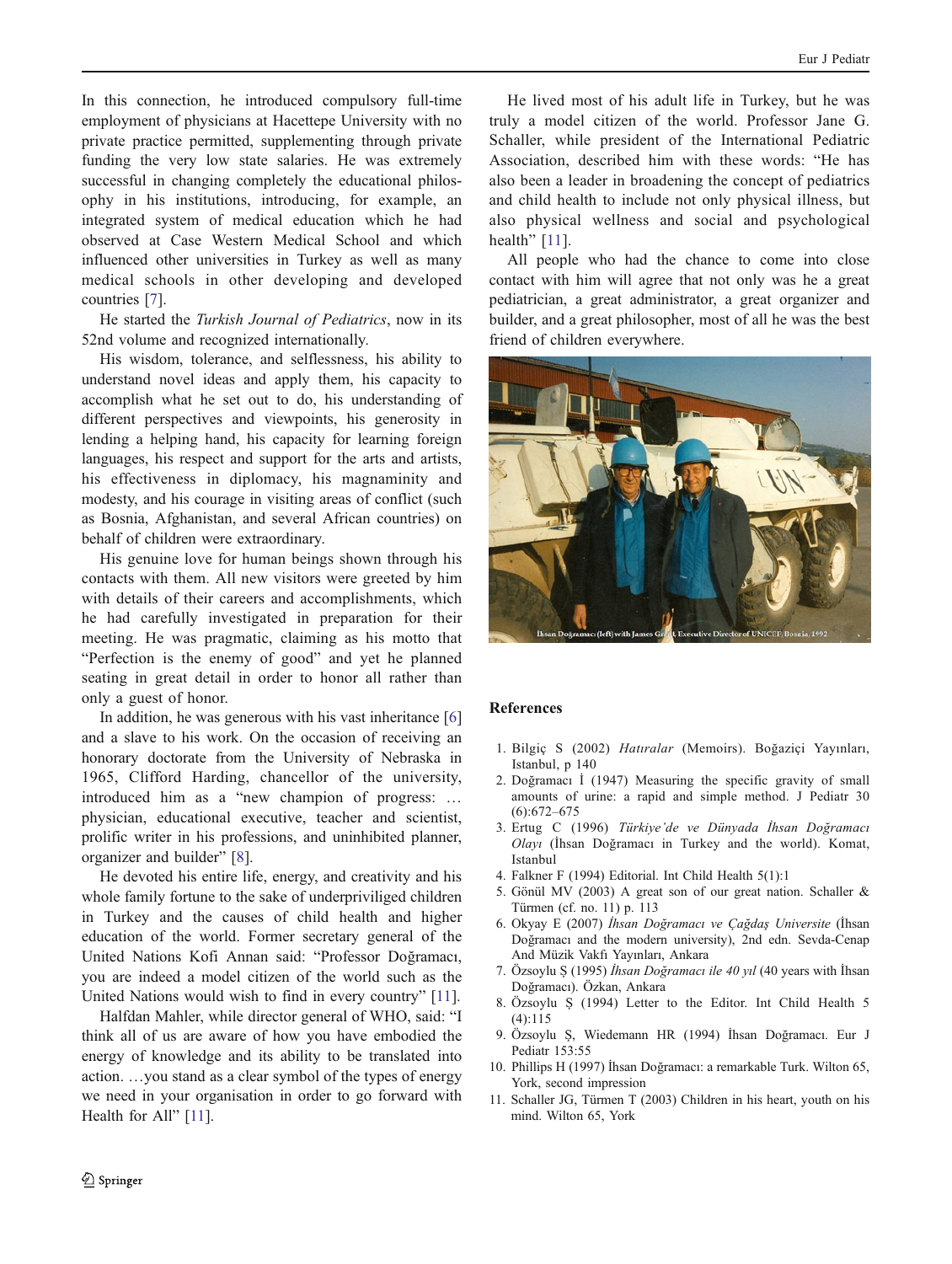In this connection, he introduced compulsory full-time employment of physicians at Hacettepe University with no private practice permitted, supplementing through private funding the very low state salaries. He was extremely successful in changing completely the educational philosophy in his institutions, introducing, for example, an integrated system of medical education which he had observed at Case Western Medical School and which influenced other universities in Turkey as well as many medical schools in other developing and developed countries [7].

He started the *Turkish Journal of Pediatrics*, now in its 52nd volume and recognized internationally.

His wisdom, tolerance, and selflessness, his ability to understand novel ideas and apply them, his capacity to accomplish what he set out to do, his understanding of different perspectives and viewpoints, his generosity in lending a helping hand, his capacity for learning foreign languages, his respect and support for the arts and artists, his effectiveness in diplomacy, his magnaminity and modesty, and his courage in visiting areas of conflict (such as Bosnia, Afghanistan, and several African countries) on behalf of children were extraordinary.

His genuine love for human beings shown through his contacts with them. All new visitors were greeted by him with details of their careers and accomplishments, which he had carefully investigated in preparation for their meeting. He was pragmatic, claiming as his motto that "Perfection is the enemy of good" and yet he planned seating in great detail in order to honor all rather than only a guest of honor.

In addition, he was generous with his vast inheritance [6] and a slave to his work. On the occasion of receiving an honorary doctorate from the University of Nebraska in 1965, Clifford Harding, chancellor of the university, introduced him as a "new champion of progress: … physician, educational executive, teacher and scientist, prolific writer in his professions, and uninhibited planner, organizer and builder" [8].

He devoted his entire life, energy, and creativity and his whole family fortune to the sake of underpriviliged children in Turkey and the causes of child health and higher education of the world. Former secretary general of the United Nations Kofi Annan said: "Professor Doğramacı, you are indeed a model citizen of the world such as the United Nations would wish to find in every country" [11].

Halfdan Mahler, while director general of WHO, said: "I think all of us are aware of how you have embodied the energy of knowledge and its ability to be translated into action. …you stand as a clear symbol of the types of energy we need in your organisation in order to go forward with Health for All" [11].

He lived most of his adult life in Turkey, but he was truly a model citizen of the world. Professor Jane G. Schaller, while president of the International Pediatric Association, described him with these words: "He has also been a leader in broadening the concept of pediatrics and child health to include not only physical illness, but also physical wellness and social and psychological health" [11].

All people who had the chance to come into close contact with him will agree that not only was he a great pediatrician, a great administrator, a great organizer and builder, and a great philosopher, most of all he was the best friend of children everywhere.

İhsan Doğramacı (left) with James Grant, Executive Director of UNICEF, Bosnia, 1992

## References

1. Bilgiç S (2002) *Hatıralar* (Memoirs). Boğaziçi Yayınları, Istanbul, p 140
2. Doğramacı İ (1947) Measuring the specific gravity of small amounts of urine: a rapid and simple method. J Pediatr 30 (6):672–675
3. Ertug C (1996) *Türkiye'de ve Dünyada İhsan Doğramacı Olayı* (İhsan Doğramacı in Turkey and the world). Komat, Istanbul
4. Falkner F (1994) Editorial. Int Child Health 5(1):1
5. Gönül MV (2003) A great son of our great nation. Schaller & Türmen (cf. no. 11) p. 113
6. Okyay E (2007) *İhsan Doğramacı ve Çağdaş Universite* (İhsan Doğramacı and the modern university), 2nd edn. Sevda-Cenap And Müzik Vakfı Yayınları, Ankara
7. Özsoylu Ş (1995) *İhsan Doğramacı ile 40 yıl* (40 years with İhsan Doğramacı). Özkan, Ankara
8. Özsoylu Ş (1994) Letter to the Editor. Int Child Health 5 (4):115
9. Özsoylu Ş, Wiedemann HR (1994) İhsan Doğramacı. Eur J Pediatr 153:55
10. Phillips H (1997) İhsan Doğramacı: a remarkable Turk. Wilton 65, York, second impression
11. Schaller JG, Türmen T (2003) Children in his heart, youth on his mind. Wilton 65, York